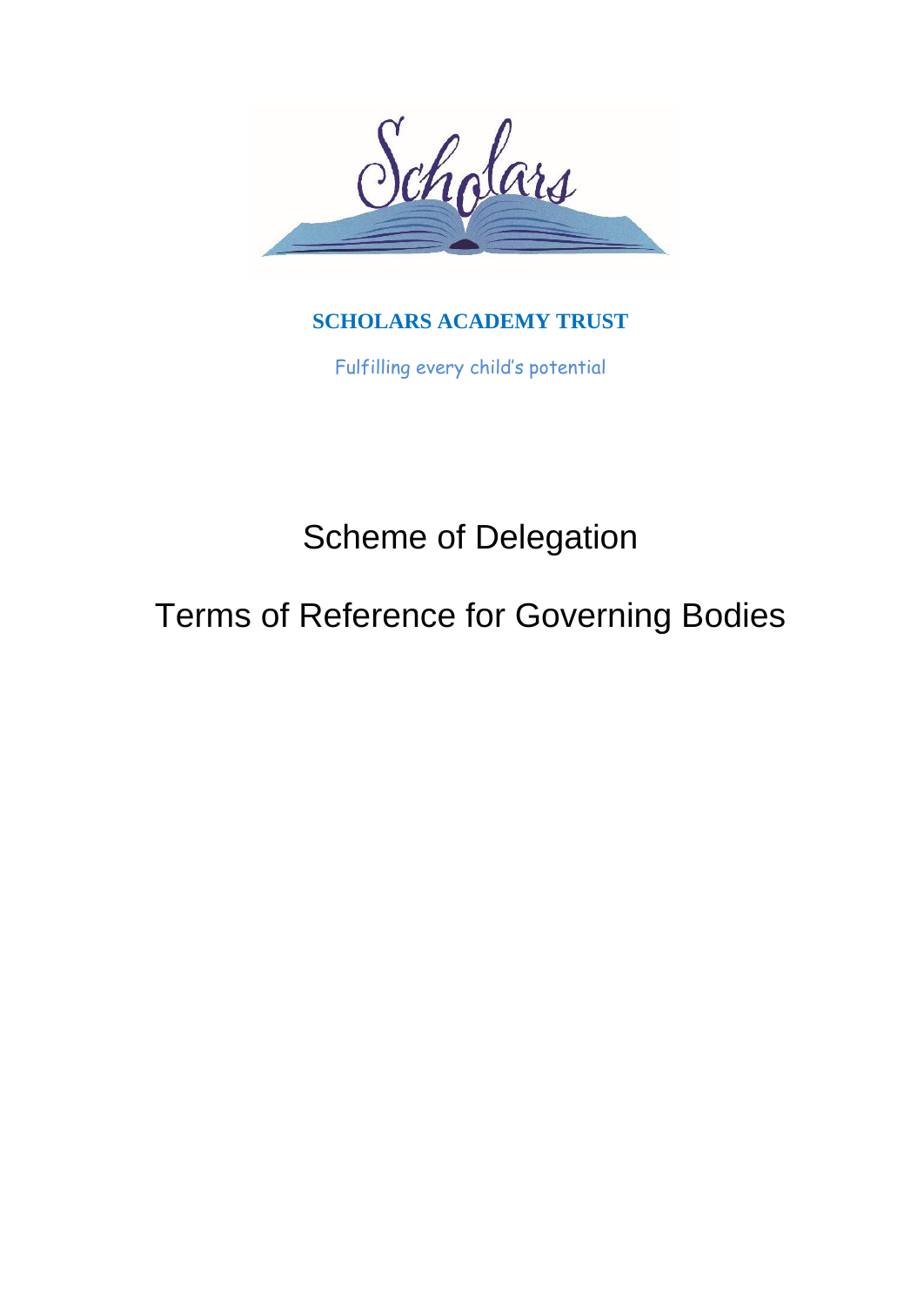Scholars

**SCHOLARS ACADEMY TRUST**

Fulfilling every child's potential

# Scheme of Delegation

# Terms of Reference for Governing Bodies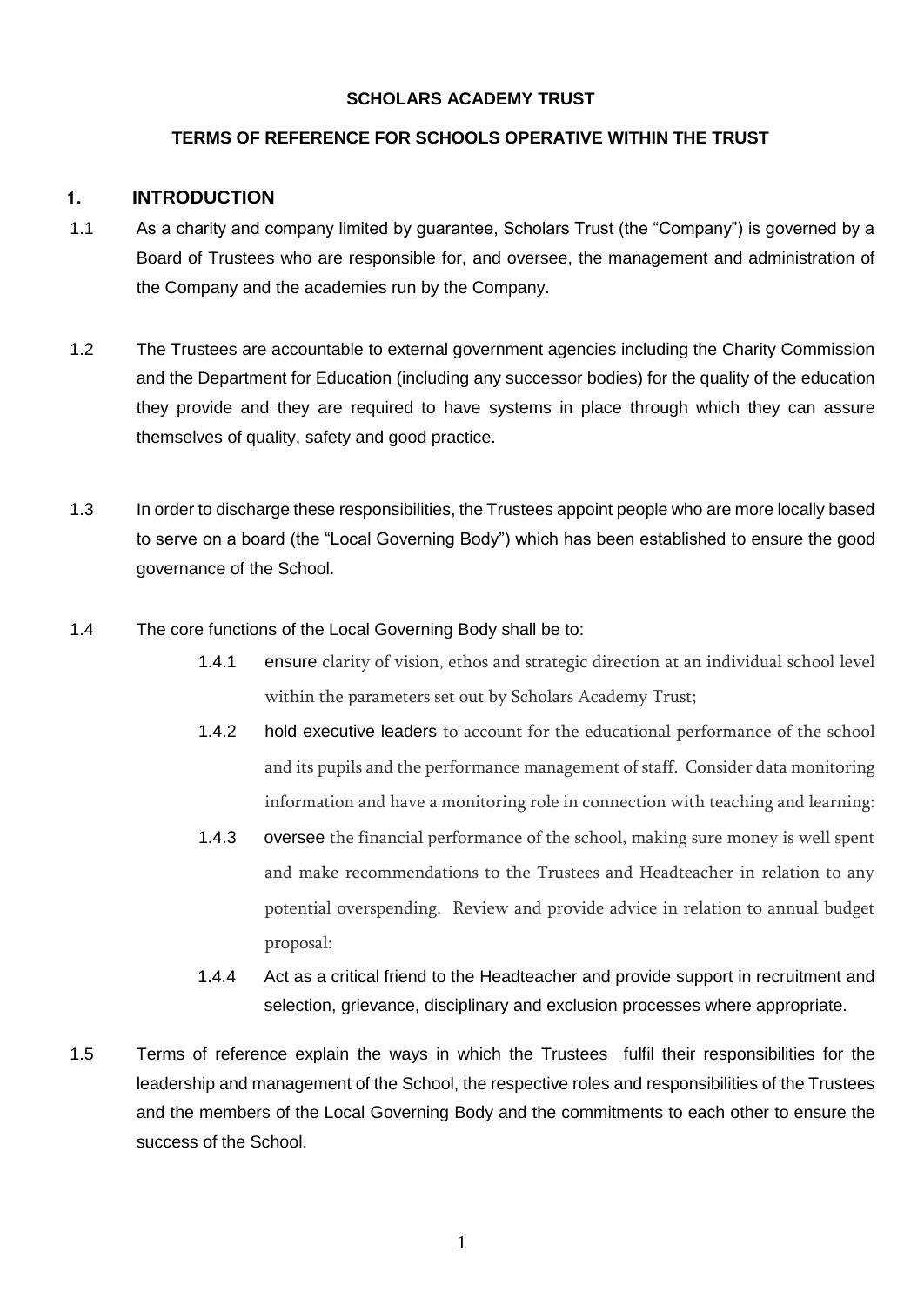**SCHOLARS ACADEMY TRUST**

**TERMS OF REFERENCE FOR SCHOOLS OPERATIVE WITHIN THE TRUST**

## 1. INTRODUCTION

1.1 As a charity and company limited by guarantee, Scholars Trust (the "Company") is governed by a Board of Trustees who are responsible for, and oversee, the management and administration of the Company and the academies run by the Company.

1.2 The Trustees are accountable to external government agencies including the Charity Commission and the Department for Education (including any successor bodies) for the quality of the education they provide and they are required to have systems in place through which they can assure themselves of quality, safety and good practice.

1.3 In order to discharge these responsibilities, the Trustees appoint people who are more locally based to serve on a board (the "Local Governing Body") which has been established to ensure the good governance of the School.

1.4 The core functions of the Local Governing Body shall be to:

1.4.1 ensure clarity of vision, ethos and strategic direction at an individual school level within the parameters set out by Scholars Academy Trust;

1.4.2 hold executive leaders to account for the educational performance of the school and its pupils and the performance management of staff. Consider data monitoring information and have a monitoring role in connection with teaching and learning:

1.4.3 oversee the financial performance of the school, making sure money is well spent and make recommendations to the Trustees and Headteacher in relation to any potential overspending. Review and provide advice in relation to annual budget proposal:

1.4.4 Act as a critical friend to the Headteacher and provide support in recruitment and selection, grievance, disciplinary and exclusion processes where appropriate.

1.5 Terms of reference explain the ways in which the Trustees fulfil their responsibilities for the leadership and management of the School, the respective roles and responsibilities of the Trustees and the members of the Local Governing Body and the commitments to each other to ensure the success of the School.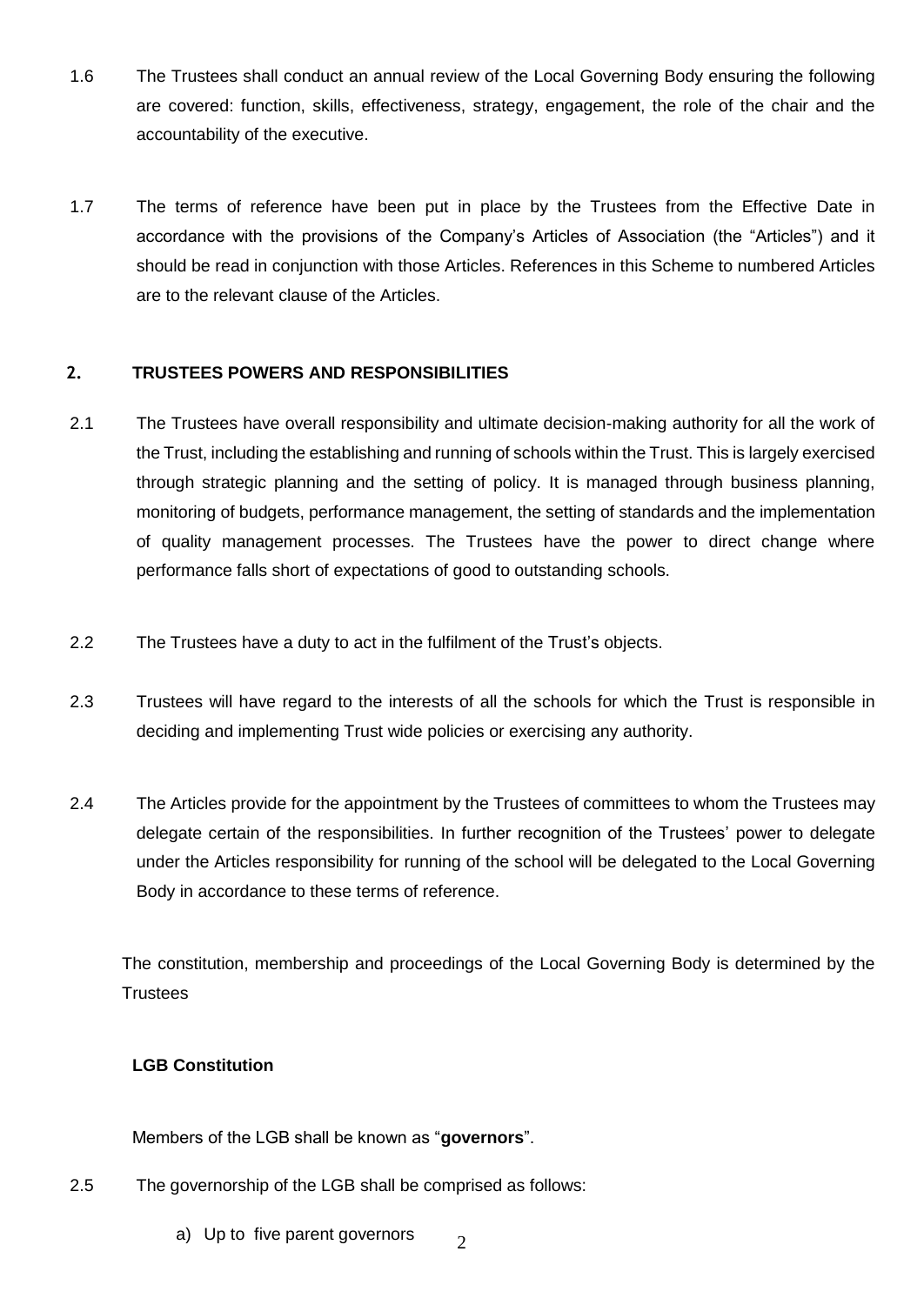1.6 The Trustees shall conduct an annual review of the Local Governing Body ensuring the following are covered: function, skills, effectiveness, strategy, engagement, the role of the chair and the accountability of the executive.

1.7 The terms of reference have been put in place by the Trustees from the Effective Date in accordance with the provisions of the Company's Articles of Association (the "Articles") and it should be read in conjunction with those Articles. References in this Scheme to numbered Articles are to the relevant clause of the Articles.

## 2. TRUSTEES POWERS AND RESPONSIBILITIES

2.1 The Trustees have overall responsibility and ultimate decision-making authority for all the work of the Trust, including the establishing and running of schools within the Trust. This is largely exercised through strategic planning and the setting of policy. It is managed through business planning, monitoring of budgets, performance management, the setting of standards and the implementation of quality management processes. The Trustees have the power to direct change where performance falls short of expectations of good to outstanding schools.

2.2 The Trustees have a duty to act in the fulfilment of the Trust's objects.

2.3 Trustees will have regard to the interests of all the schools for which the Trust is responsible in deciding and implementing Trust wide policies or exercising any authority.

2.4 The Articles provide for the appointment by the Trustees of committees to whom the Trustees may delegate certain of the responsibilities. In further recognition of the Trustees' power to delegate under the Articles responsibility for running of the school will be delegated to the Local Governing Body in accordance to these terms of reference.

The constitution, membership and proceedings of the Local Governing Body is determined by the Trustees

**LGB Constitution**

Members of the LGB shall be known as "**governors**".

2.5 The governorship of the LGB shall be comprised as follows:

a) Up to five parent governors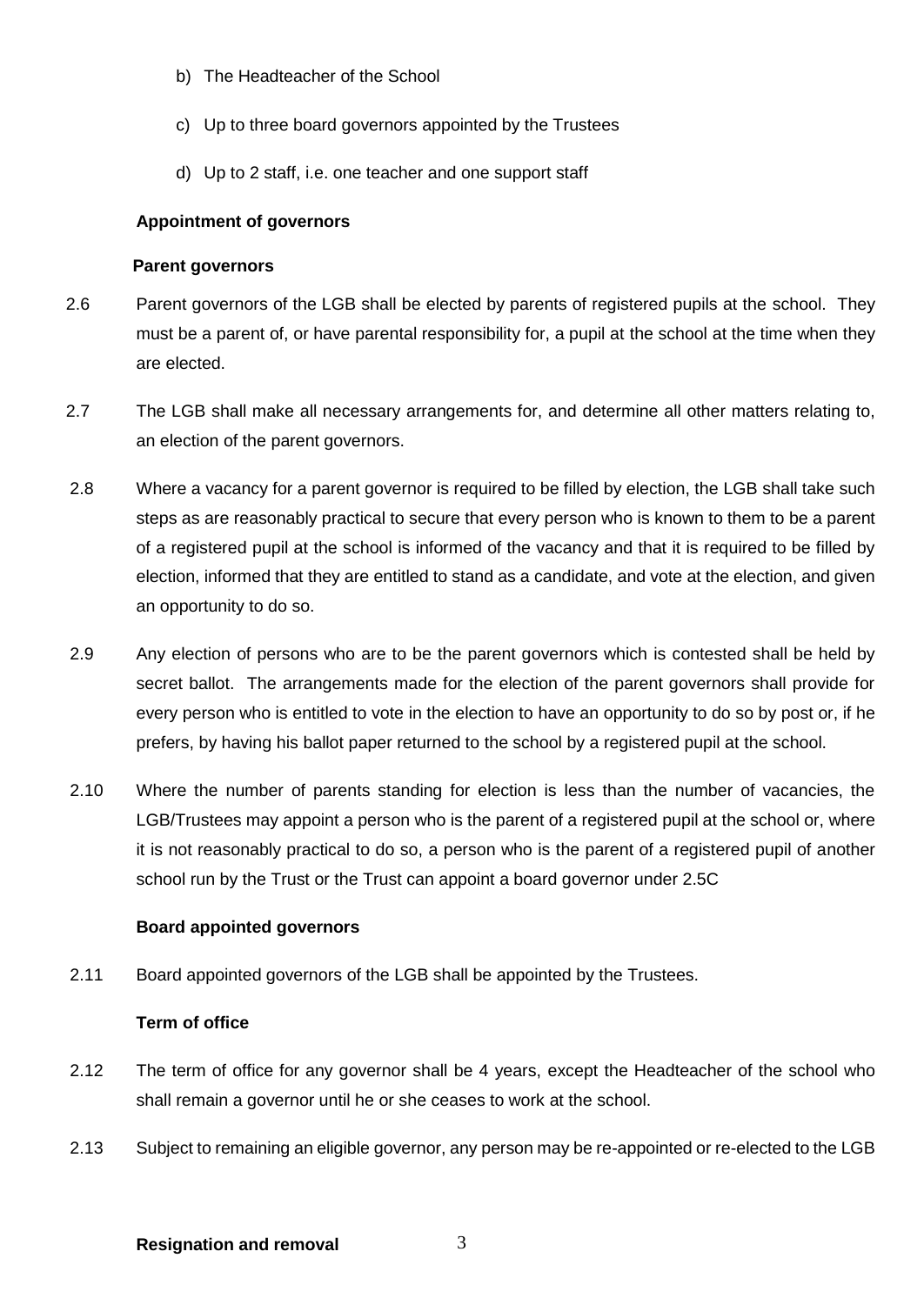b) The Headteacher of the School

c) Up to three board governors appointed by the Trustees

d) Up to 2 staff, i.e. one teacher and one support staff

**Appointment of governors**

**Parent governors**

2.6 Parent governors of the LGB shall be elected by parents of registered pupils at the school. They must be a parent of, or have parental responsibility for, a pupil at the school at the time when they are elected.

2.7 The LGB shall make all necessary arrangements for, and determine all other matters relating to, an election of the parent governors.

2.8 Where a vacancy for a parent governor is required to be filled by election, the LGB shall take such steps as are reasonably practical to secure that every person who is known to them to be a parent of a registered pupil at the school is informed of the vacancy and that it is required to be filled by election, informed that they are entitled to stand as a candidate, and vote at the election, and given an opportunity to do so.

2.9 Any election of persons who are to be the parent governors which is contested shall be held by secret ballot. The arrangements made for the election of the parent governors shall provide for every person who is entitled to vote in the election to have an opportunity to do so by post or, if he prefers, by having his ballot paper returned to the school by a registered pupil at the school.

2.10 Where the number of parents standing for election is less than the number of vacancies, the LGB/Trustees may appoint a person who is the parent of a registered pupil at the school or, where it is not reasonably practical to do so, a person who is the parent of a registered pupil of another school run by the Trust or the Trust can appoint a board governor under 2.5C

**Board appointed governors**

2.11 Board appointed governors of the LGB shall be appointed by the Trustees.

**Term of office**

2.12 The term of office for any governor shall be 4 years, except the Headteacher of the school who shall remain a governor until he or she ceases to work at the school.

2.13 Subject to remaining an eligible governor, any person may be re-appointed or re-elected to the LGB

**Resignation and removal**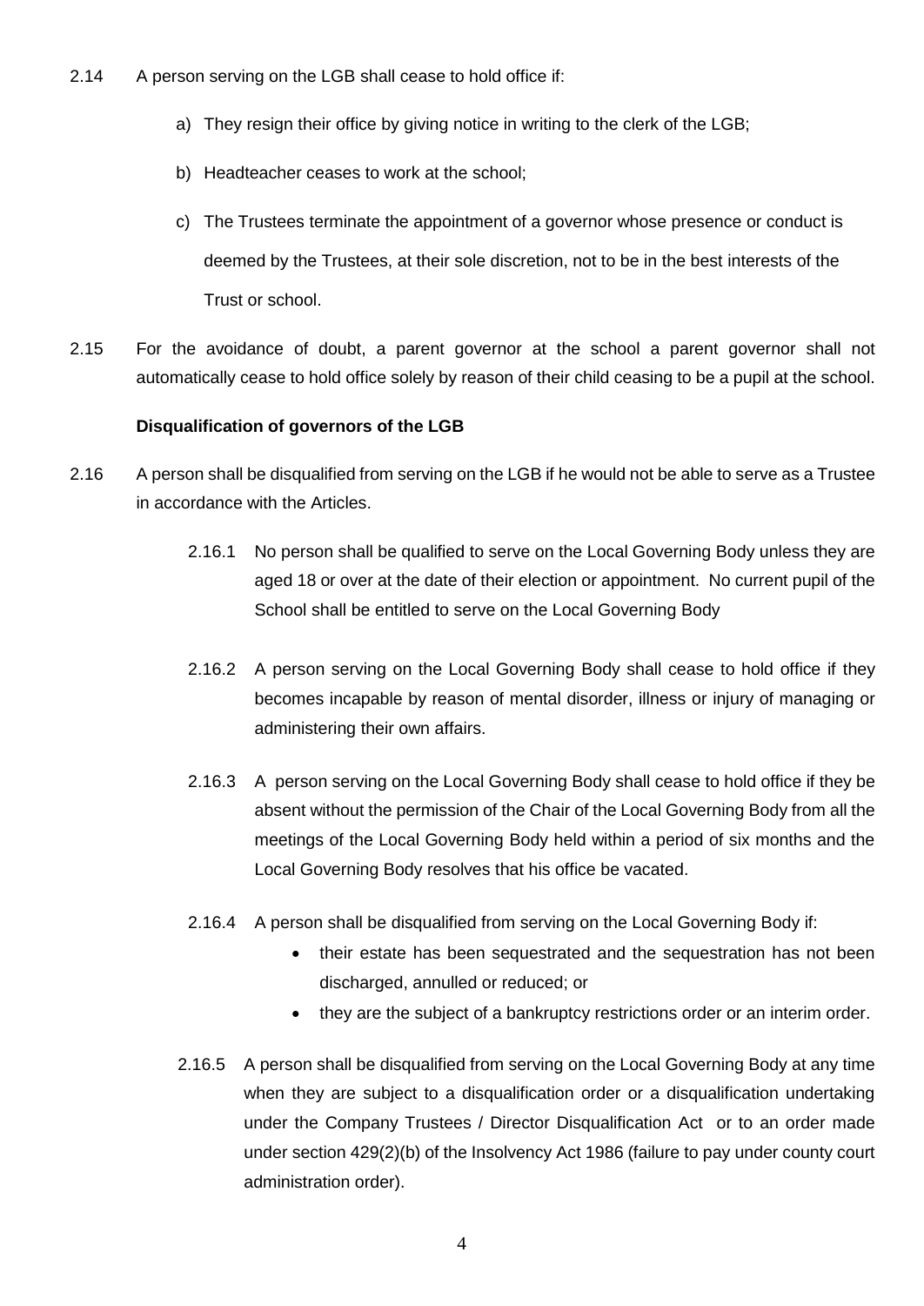2.14 A person serving on the LGB shall cease to hold office if:

a) They resign their office by giving notice in writing to the clerk of the LGB;

b) Headteacher ceases to work at the school;

c) The Trustees terminate the appointment of a governor whose presence or conduct is deemed by the Trustees, at their sole discretion, not to be in the best interests of the Trust or school.

2.15 For the avoidance of doubt, a parent governor at the school a parent governor shall not automatically cease to hold office solely by reason of their child ceasing to be a pupil at the school.

**Disqualification of governors of the LGB**

2.16 A person shall be disqualified from serving on the LGB if he would not be able to serve as a Trustee in accordance with the Articles.

2.16.1 No person shall be qualified to serve on the Local Governing Body unless they are aged 18 or over at the date of their election or appointment. No current pupil of the School shall be entitled to serve on the Local Governing Body

2.16.2 A person serving on the Local Governing Body shall cease to hold office if they becomes incapable by reason of mental disorder, illness or injury of managing or administering their own affairs.

2.16.3 A person serving on the Local Governing Body shall cease to hold office if they be absent without the permission of the Chair of the Local Governing Body from all the meetings of the Local Governing Body held within a period of six months and the Local Governing Body resolves that his office be vacated.

2.16.4 A person shall be disqualified from serving on the Local Governing Body if:

- their estate has been sequestrated and the sequestration has not been discharged, annulled or reduced; or
- they are the subject of a bankruptcy restrictions order or an interim order.

2.16.5 A person shall be disqualified from serving on the Local Governing Body at any time when they are subject to a disqualification order or a disqualification undertaking under the Company Trustees / Director Disqualification Act or to an order made under section 429(2)(b) of the Insolvency Act 1986 (failure to pay under county court administration order).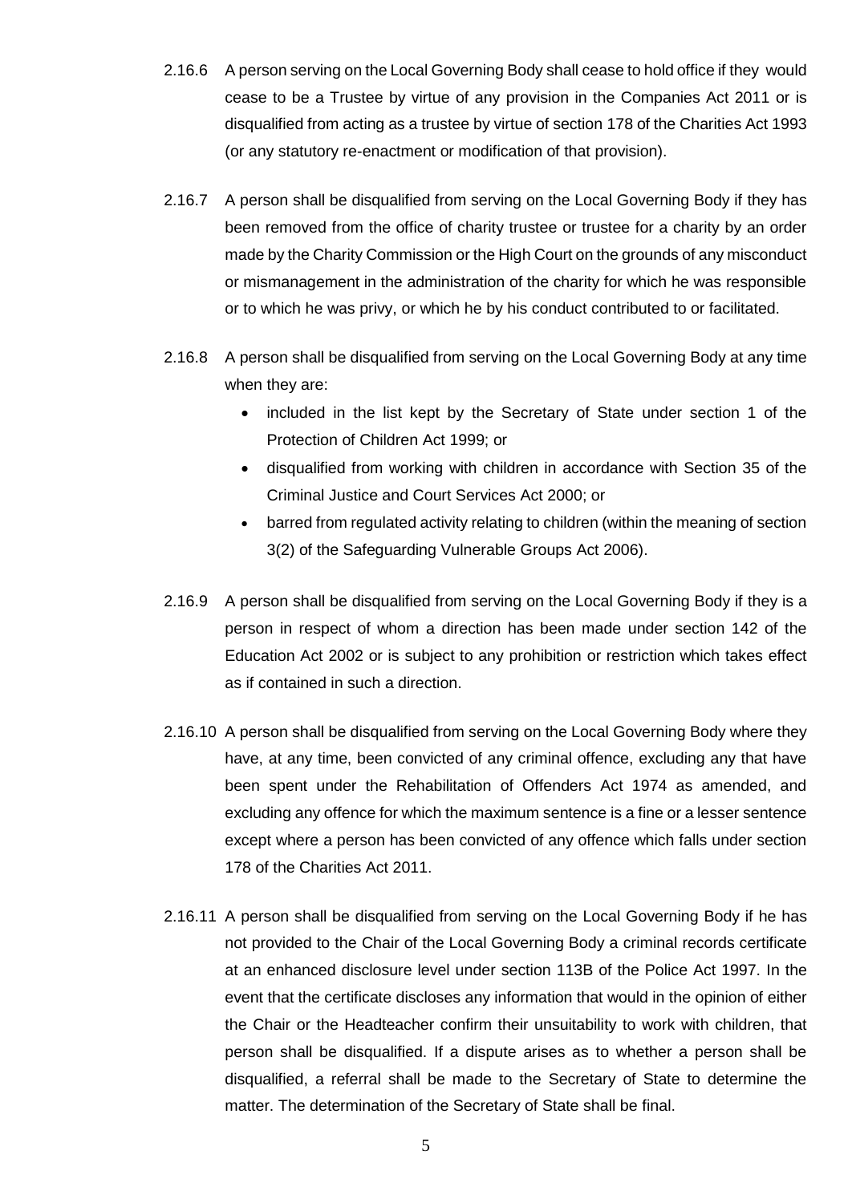2.16.6 A person serving on the Local Governing Body shall cease to hold office if they would cease to be a Trustee by virtue of any provision in the Companies Act 2011 or is disqualified from acting as a trustee by virtue of section 178 of the Charities Act 1993 (or any statutory re-enactment or modification of that provision).

2.16.7 A person shall be disqualified from serving on the Local Governing Body if they has been removed from the office of charity trustee or trustee for a charity by an order made by the Charity Commission or the High Court on the grounds of any misconduct or mismanagement in the administration of the charity for which he was responsible or to which he was privy, or which he by his conduct contributed to or facilitated.

2.16.8 A person shall be disqualified from serving on the Local Governing Body at any time when they are:

- included in the list kept by the Secretary of State under section 1 of the Protection of Children Act 1999; or
- disqualified from working with children in accordance with Section 35 of the Criminal Justice and Court Services Act 2000; or
- barred from regulated activity relating to children (within the meaning of section 3(2) of the Safeguarding Vulnerable Groups Act 2006).

2.16.9 A person shall be disqualified from serving on the Local Governing Body if they is a person in respect of whom a direction has been made under section 142 of the Education Act 2002 or is subject to any prohibition or restriction which takes effect as if contained in such a direction.

2.16.10 A person shall be disqualified from serving on the Local Governing Body where they have, at any time, been convicted of any criminal offence, excluding any that have been spent under the Rehabilitation of Offenders Act 1974 as amended, and excluding any offence for which the maximum sentence is a fine or a lesser sentence except where a person has been convicted of any offence which falls under section 178 of the Charities Act 2011.

2.16.11 A person shall be disqualified from serving on the Local Governing Body if he has not provided to the Chair of the Local Governing Body a criminal records certificate at an enhanced disclosure level under section 113B of the Police Act 1997. In the event that the certificate discloses any information that would in the opinion of either the Chair or the Headteacher confirm their unsuitability to work with children, that person shall be disqualified. If a dispute arises as to whether a person shall be disqualified, a referral shall be made to the Secretary of State to determine the matter. The determination of the Secretary of State shall be final.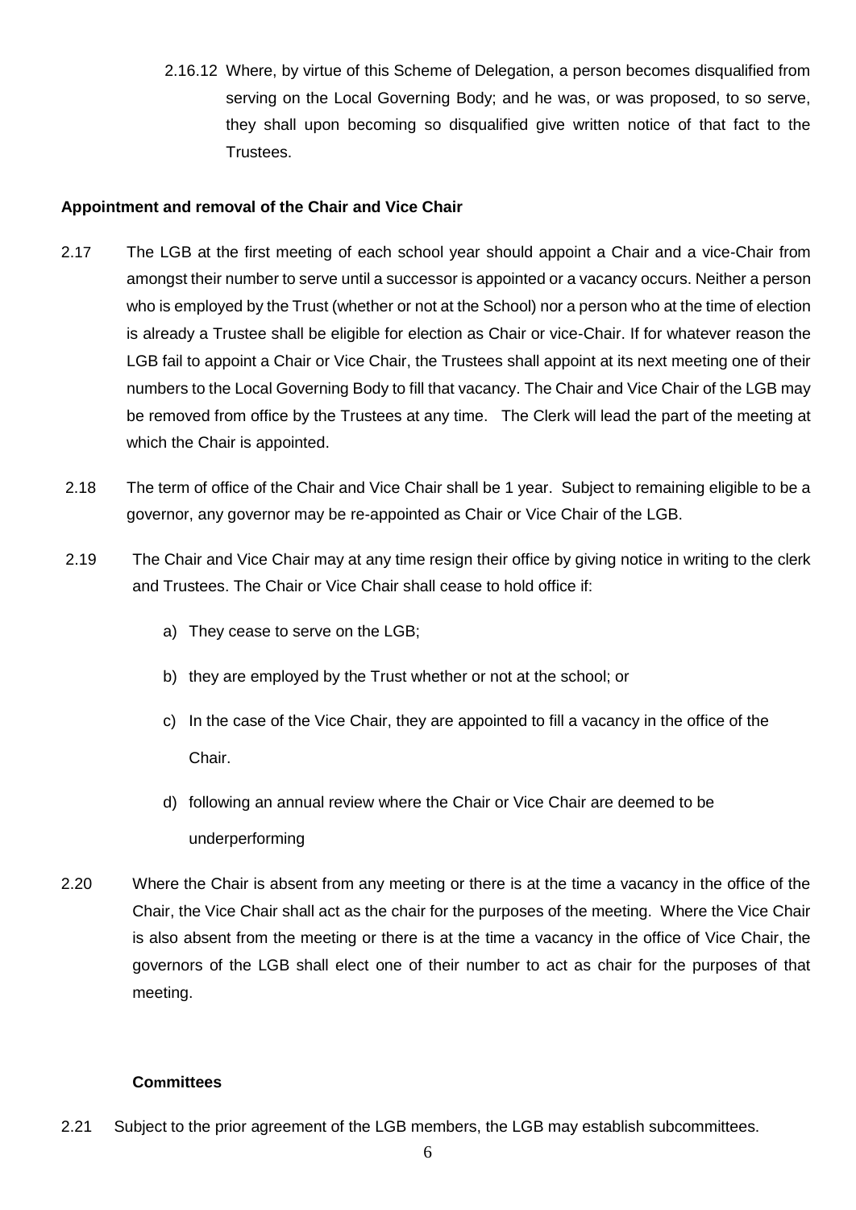2.16.12 Where, by virtue of this Scheme of Delegation, a person becomes disqualified from serving on the Local Governing Body; and he was, or was proposed, to so serve, they shall upon becoming so disqualified give written notice of that fact to the Trustees.

**Appointment and removal of the Chair and Vice Chair**

2.17 The LGB at the first meeting of each school year should appoint a Chair and a vice-Chair from amongst their number to serve until a successor is appointed or a vacancy occurs. Neither a person who is employed by the Trust (whether or not at the School) nor a person who at the time of election is already a Trustee shall be eligible for election as Chair or vice-Chair. If for whatever reason the LGB fail to appoint a Chair or Vice Chair, the Trustees shall appoint at its next meeting one of their numbers to the Local Governing Body to fill that vacancy. The Chair and Vice Chair of the LGB may be removed from office by the Trustees at any time. The Clerk will lead the part of the meeting at which the Chair is appointed.

2.18 The term of office of the Chair and Vice Chair shall be 1 year. Subject to remaining eligible to be a governor, any governor may be re-appointed as Chair or Vice Chair of the LGB.

2.19 The Chair and Vice Chair may at any time resign their office by giving notice in writing to the clerk and Trustees. The Chair or Vice Chair shall cease to hold office if:

a) They cease to serve on the LGB;

b) they are employed by the Trust whether or not at the school; or

c) In the case of the Vice Chair, they are appointed to fill a vacancy in the office of the Chair.

d) following an annual review where the Chair or Vice Chair are deemed to be underperforming

2.20 Where the Chair is absent from any meeting or there is at the time a vacancy in the office of the Chair, the Vice Chair shall act as the chair for the purposes of the meeting. Where the Vice Chair is also absent from the meeting or there is at the time a vacancy in the office of Vice Chair, the governors of the LGB shall elect one of their number to act as chair for the purposes of that meeting.

**Committees**

2.21 Subject to the prior agreement of the LGB members, the LGB may establish subcommittees.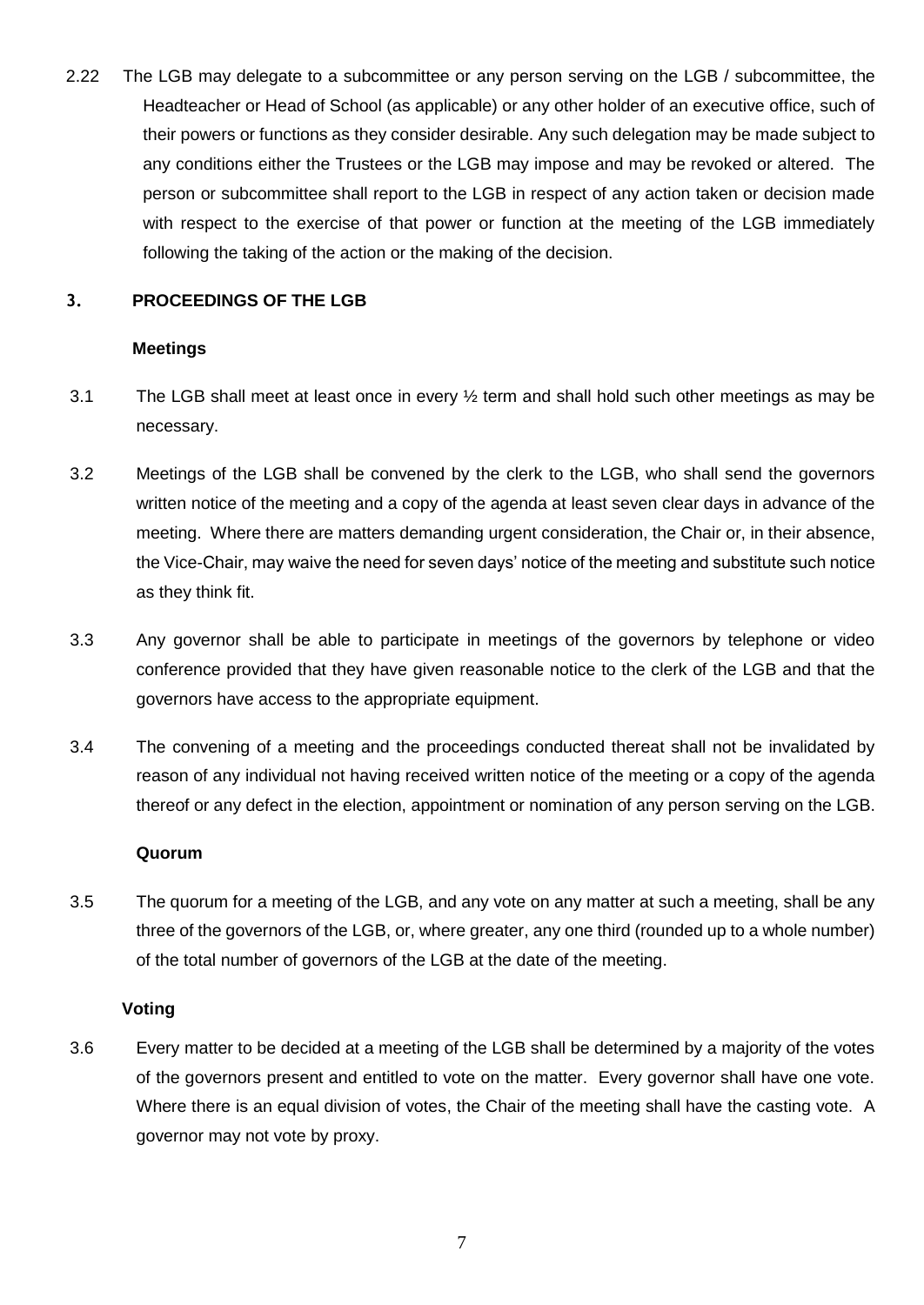2.22 The LGB may delegate to a subcommittee or any person serving on the LGB / subcommittee, the Headteacher or Head of School (as applicable) or any other holder of an executive office, such of their powers or functions as they consider desirable. Any such delegation may be made subject to any conditions either the Trustees or the LGB may impose and may be revoked or altered. The person or subcommittee shall report to the LGB in respect of any action taken or decision made with respect to the exercise of that power or function at the meeting of the LGB immediately following the taking of the action or the making of the decision.

## 3. PROCEEDINGS OF THE LGB

### Meetings

3.1 The LGB shall meet at least once in every ½ term and shall hold such other meetings as may be necessary.

3.2 Meetings of the LGB shall be convened by the clerk to the LGB, who shall send the governors written notice of the meeting and a copy of the agenda at least seven clear days in advance of the meeting. Where there are matters demanding urgent consideration, the Chair or, in their absence, the Vice-Chair, may waive the need for seven days' notice of the meeting and substitute such notice as they think fit.

3.3 Any governor shall be able to participate in meetings of the governors by telephone or video conference provided that they have given reasonable notice to the clerk of the LGB and that the governors have access to the appropriate equipment.

3.4 The convening of a meeting and the proceedings conducted thereat shall not be invalidated by reason of any individual not having received written notice of the meeting or a copy of the agenda thereof or any defect in the election, appointment or nomination of any person serving on the LGB.

### Quorum

3.5 The quorum for a meeting of the LGB, and any vote on any matter at such a meeting, shall be any three of the governors of the LGB, or, where greater, any one third (rounded up to a whole number) of the total number of governors of the LGB at the date of the meeting.

### Voting

3.6 Every matter to be decided at a meeting of the LGB shall be determined by a majority of the votes of the governors present and entitled to vote on the matter. Every governor shall have one vote. Where there is an equal division of votes, the Chair of the meeting shall have the casting vote. A governor may not vote by proxy.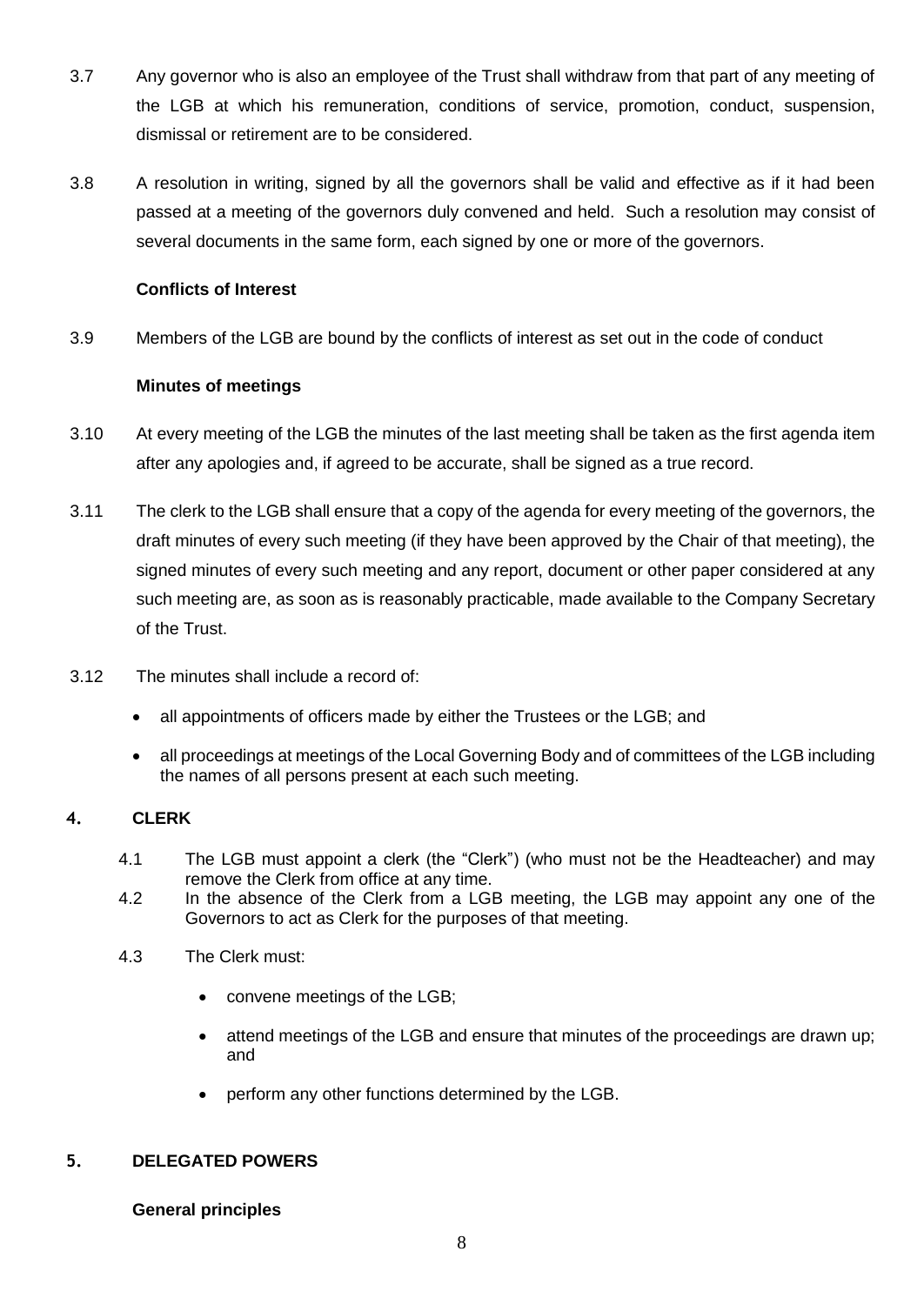3.7 Any governor who is also an employee of the Trust shall withdraw from that part of any meeting of the LGB at which his remuneration, conditions of service, promotion, conduct, suspension, dismissal or retirement are to be considered.

3.8 A resolution in writing, signed by all the governors shall be valid and effective as if it had been passed at a meeting of the governors duly convened and held. Such a resolution may consist of several documents in the same form, each signed by one or more of the governors.

**Conflicts of Interest**

3.9 Members of the LGB are bound by the conflicts of interest as set out in the code of conduct

**Minutes of meetings**

3.10 At every meeting of the LGB the minutes of the last meeting shall be taken as the first agenda item after any apologies and, if agreed to be accurate, shall be signed as a true record.

3.11 The clerk to the LGB shall ensure that a copy of the agenda for every meeting of the governors, the draft minutes of every such meeting (if they have been approved by the Chair of that meeting), the signed minutes of every such meeting and any report, document or other paper considered at any such meeting are, as soon as is reasonably practicable, made available to the Company Secretary of the Trust.

3.12 The minutes shall include a record of:

- all appointments of officers made by either the Trustees or the LGB; and
- all proceedings at meetings of the Local Governing Body and of committees of the LGB including the names of all persons present at each such meeting.

## 4. CLERK

4.1 The LGB must appoint a clerk (the "Clerk") (who must not be the Headteacher) and may remove the Clerk from office at any time.

4.2 In the absence of the Clerk from a LGB meeting, the LGB may appoint any one of the Governors to act as Clerk for the purposes of that meeting.

4.3 The Clerk must:

- convene meetings of the LGB;
- attend meetings of the LGB and ensure that minutes of the proceedings are drawn up; and
- perform any other functions determined by the LGB.

## 5. DELEGATED POWERS

**General principles**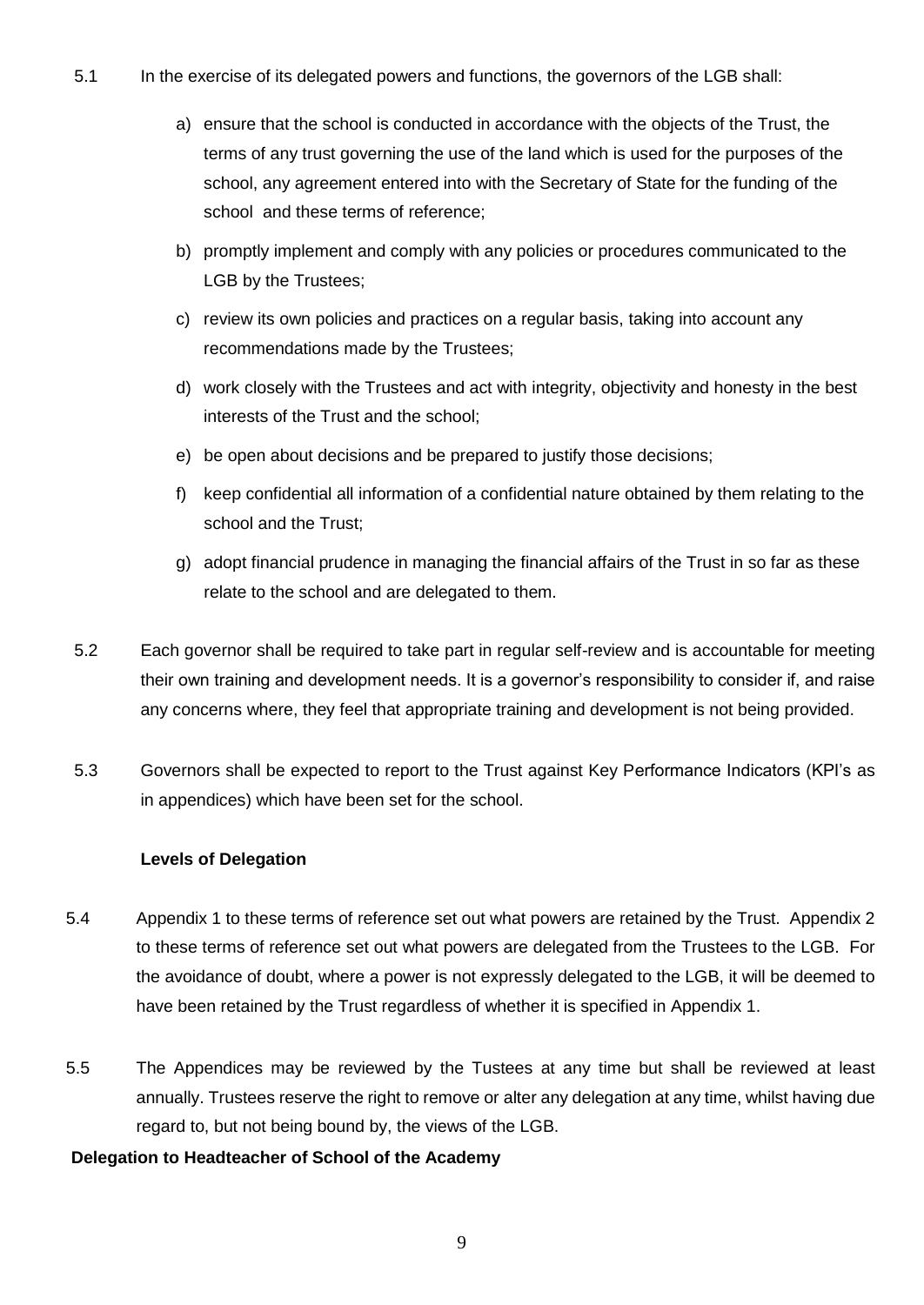5.1 In the exercise of its delegated powers and functions, the governors of the LGB shall:

a) ensure that the school is conducted in accordance with the objects of the Trust, the terms of any trust governing the use of the land which is used for the purposes of the school, any agreement entered into with the Secretary of State for the funding of the school and these terms of reference;

b) promptly implement and comply with any policies or procedures communicated to the LGB by the Trustees;

c) review its own policies and practices on a regular basis, taking into account any recommendations made by the Trustees;

d) work closely with the Trustees and act with integrity, objectivity and honesty in the best interests of the Trust and the school;

e) be open about decisions and be prepared to justify those decisions;

f) keep confidential all information of a confidential nature obtained by them relating to the school and the Trust;

g) adopt financial prudence in managing the financial affairs of the Trust in so far as these relate to the school and are delegated to them.

5.2 Each governor shall be required to take part in regular self-review and is accountable for meeting their own training and development needs. It is a governor's responsibility to consider if, and raise any concerns where, they feel that appropriate training and development is not being provided.

5.3 Governors shall be expected to report to the Trust against Key Performance Indicators (KPI's as in appendices) which have been set for the school.

**Levels of Delegation**

5.4 Appendix 1 to these terms of reference set out what powers are retained by the Trust. Appendix 2 to these terms of reference set out what powers are delegated from the Trustees to the LGB. For the avoidance of doubt, where a power is not expressly delegated to the LGB, it will be deemed to have been retained by the Trust regardless of whether it is specified in Appendix 1.

5.5 The Appendices may be reviewed by the Tustees at any time but shall be reviewed at least annually. Trustees reserve the right to remove or alter any delegation at any time, whilst having due regard to, but not being bound by, the views of the LGB.

**Delegation to Headteacher of School of the Academy**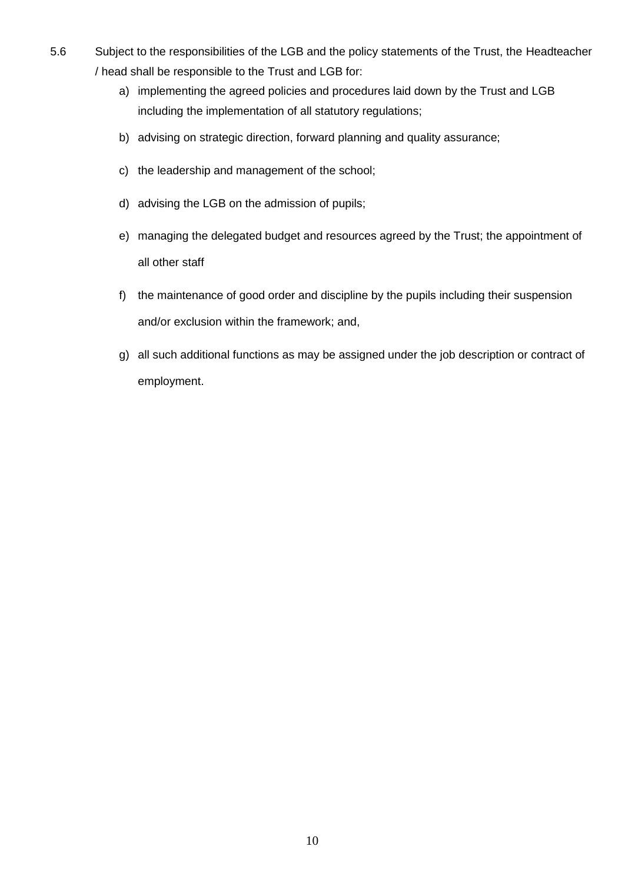5.6 Subject to the responsibilities of the LGB and the policy statements of the Trust, the Headteacher / head shall be responsible to the Trust and LGB for:

a) implementing the agreed policies and procedures laid down by the Trust and LGB including the implementation of all statutory regulations;

b) advising on strategic direction, forward planning and quality assurance;

c) the leadership and management of the school;

d) advising the LGB on the admission of pupils;

e) managing the delegated budget and resources agreed by the Trust; the appointment of all other staff

f) the maintenance of good order and discipline by the pupils including their suspension and/or exclusion within the framework; and,

g) all such additional functions as may be assigned under the job description or contract of employment.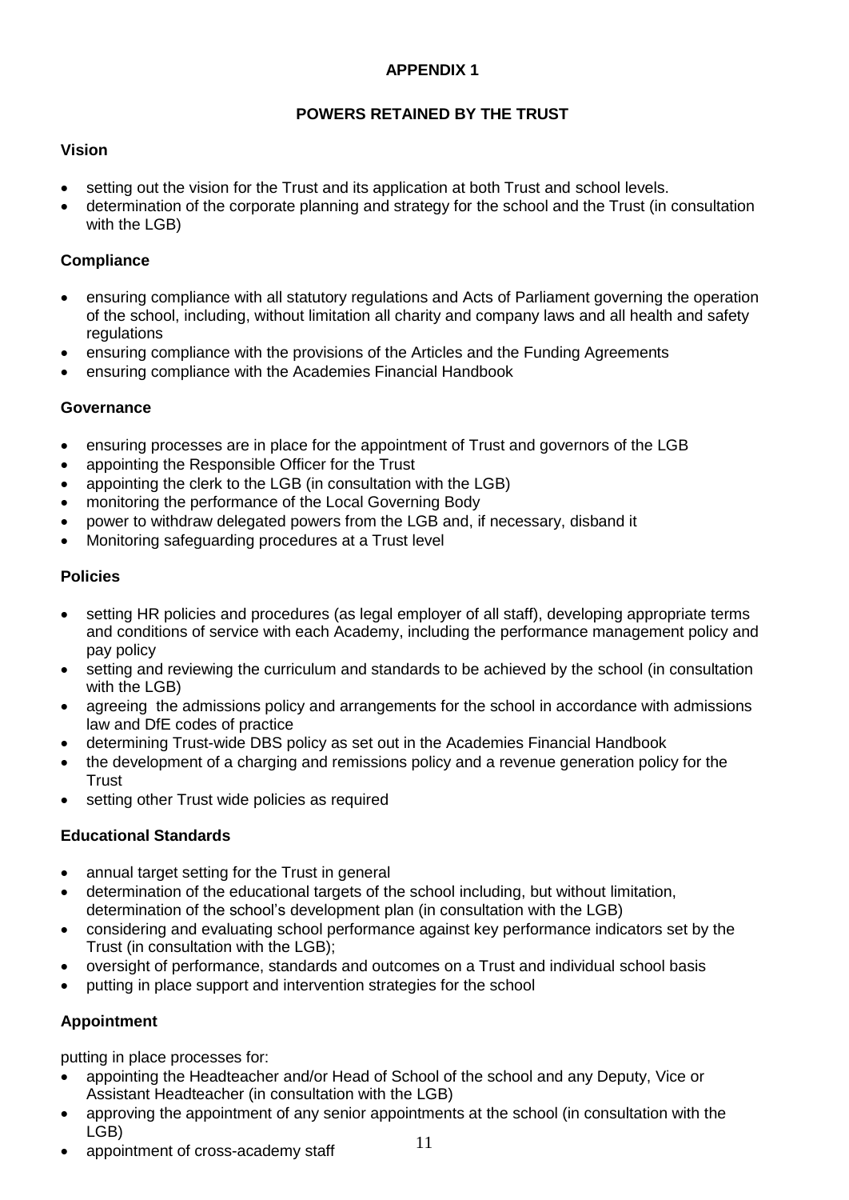# APPENDIX 1

## POWERS RETAINED BY THE TRUST

### Vision

- setting out the vision for the Trust and its application at both Trust and school levels.
- determination of the corporate planning and strategy for the school and the Trust (in consultation with the LGB)

### Compliance

- ensuring compliance with all statutory regulations and Acts of Parliament governing the operation of the school, including, without limitation all charity and company laws and all health and safety regulations
- ensuring compliance with the provisions of the Articles and the Funding Agreements
- ensuring compliance with the Academies Financial Handbook

### Governance

- ensuring processes are in place for the appointment of Trust and governors of the LGB
- appointing the Responsible Officer for the Trust
- appointing the clerk to the LGB (in consultation with the LGB)
- monitoring the performance of the Local Governing Body
- power to withdraw delegated powers from the LGB and, if necessary, disband it
- Monitoring safeguarding procedures at a Trust level

### Policies

- setting HR policies and procedures (as legal employer of all staff), developing appropriate terms and conditions of service with each Academy, including the performance management policy and pay policy
- setting and reviewing the curriculum and standards to be achieved by the school (in consultation with the LGB)
- agreeing the admissions policy and arrangements for the school in accordance with admissions law and DfE codes of practice
- determining Trust-wide DBS policy as set out in the Academies Financial Handbook
- the development of a charging and remissions policy and a revenue generation policy for the Trust
- setting other Trust wide policies as required

### Educational Standards

- annual target setting for the Trust in general
- determination of the educational targets of the school including, but without limitation, determination of the school's development plan (in consultation with the LGB)
- considering and evaluating school performance against key performance indicators set by the Trust (in consultation with the LGB);
- oversight of performance, standards and outcomes on a Trust and individual school basis
- putting in place support and intervention strategies for the school

### Appointment

putting in place processes for:

- appointing the Headteacher and/or Head of School of the school and any Deputy, Vice or Assistant Headteacher (in consultation with the LGB)
- approving the appointment of any senior appointments at the school (in consultation with the LGB)
- appointment of cross-academy staff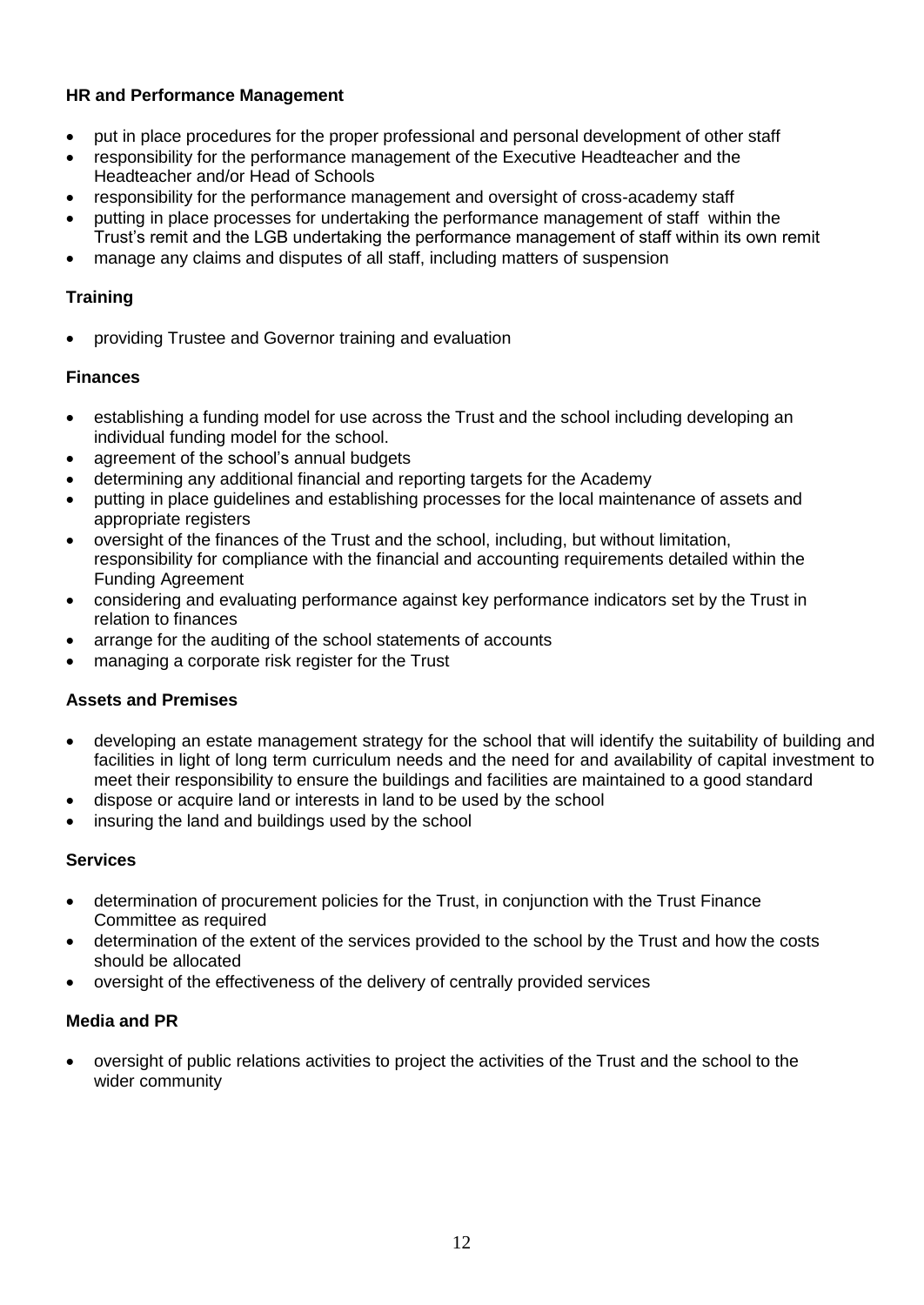**HR and Performance Management**

- put in place procedures for the proper professional and personal development of other staff
- responsibility for the performance management of the Executive Headteacher and the Headteacher and/or Head of Schools
- responsibility for the performance management and oversight of cross-academy staff
- putting in place processes for undertaking the performance management of staff within the Trust's remit and the LGB undertaking the performance management of staff within its own remit
- manage any claims and disputes of all staff, including matters of suspension

**Training**

- providing Trustee and Governor training and evaluation

**Finances**

- establishing a funding model for use across the Trust and the school including developing an individual funding model for the school.
- agreement of the school's annual budgets
- determining any additional financial and reporting targets for the Academy
- putting in place guidelines and establishing processes for the local maintenance of assets and appropriate registers
- oversight of the finances of the Trust and the school, including, but without limitation, responsibility for compliance with the financial and accounting requirements detailed within the Funding Agreement
- considering and evaluating performance against key performance indicators set by the Trust in relation to finances
- arrange for the auditing of the school statements of accounts
- managing a corporate risk register for the Trust

**Assets and Premises**

- developing an estate management strategy for the school that will identify the suitability of building and facilities in light of long term curriculum needs and the need for and availability of capital investment to meet their responsibility to ensure the buildings and facilities are maintained to a good standard
- dispose or acquire land or interests in land to be used by the school
- insuring the land and buildings used by the school

**Services**

- determination of procurement policies for the Trust, in conjunction with the Trust Finance Committee as required
- determination of the extent of the services provided to the school by the Trust and how the costs should be allocated
- oversight of the effectiveness of the delivery of centrally provided services

**Media and PR**

- oversight of public relations activities to project the activities of the Trust and the school to the wider community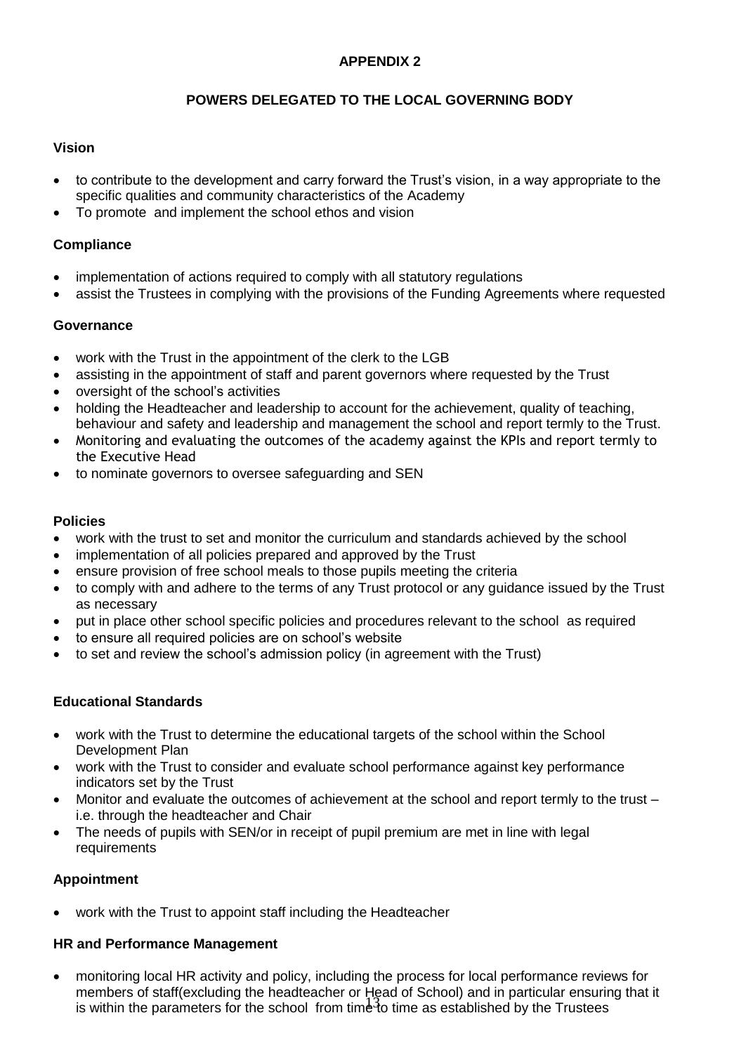# APPENDIX 2

## POWERS DELEGATED TO THE LOCAL GOVERNING BODY

### Vision

- to contribute to the development and carry forward the Trust's vision, in a way appropriate to the specific qualities and community characteristics of the Academy
- To promote and implement the school ethos and vision

### Compliance

- implementation of actions required to comply with all statutory regulations
- assist the Trustees in complying with the provisions of the Funding Agreements where requested

### Governance

- work with the Trust in the appointment of the clerk to the LGB
- assisting in the appointment of staff and parent governors where requested by the Trust
- oversight of the school's activities
- holding the Headteacher and leadership to account for the achievement, quality of teaching, behaviour and safety and leadership and management the school and report termly to the Trust.
- Monitoring and evaluating the outcomes of the academy against the KPIs and report termly to the Executive Head
- to nominate governors to oversee safeguarding and SEN

### Policies

- work with the trust to set and monitor the curriculum and standards achieved by the school
- implementation of all policies prepared and approved by the Trust
- ensure provision of free school meals to those pupils meeting the criteria
- to comply with and adhere to the terms of any Trust protocol or any guidance issued by the Trust as necessary
- put in place other school specific policies and procedures relevant to the school as required
- to ensure all required policies are on school's website
- to set and review the school's admission policy (in agreement with the Trust)

### Educational Standards

- work with the Trust to determine the educational targets of the school within the School Development Plan
- work with the Trust to consider and evaluate school performance against key performance indicators set by the Trust
- Monitor and evaluate the outcomes of achievement at the school and report termly to the trust – i.e. through the headteacher and Chair
- The needs of pupils with SEN/or in receipt of pupil premium are met in line with legal requirements

### Appointment

- work with the Trust to appoint staff including the Headteacher

### HR and Performance Management

- monitoring local HR activity and policy, including the process for local performance reviews for members of staff(excluding the headteacher or Head of School) and in particular ensuring that it is within the parameters for the school from time to time as established by the Trustees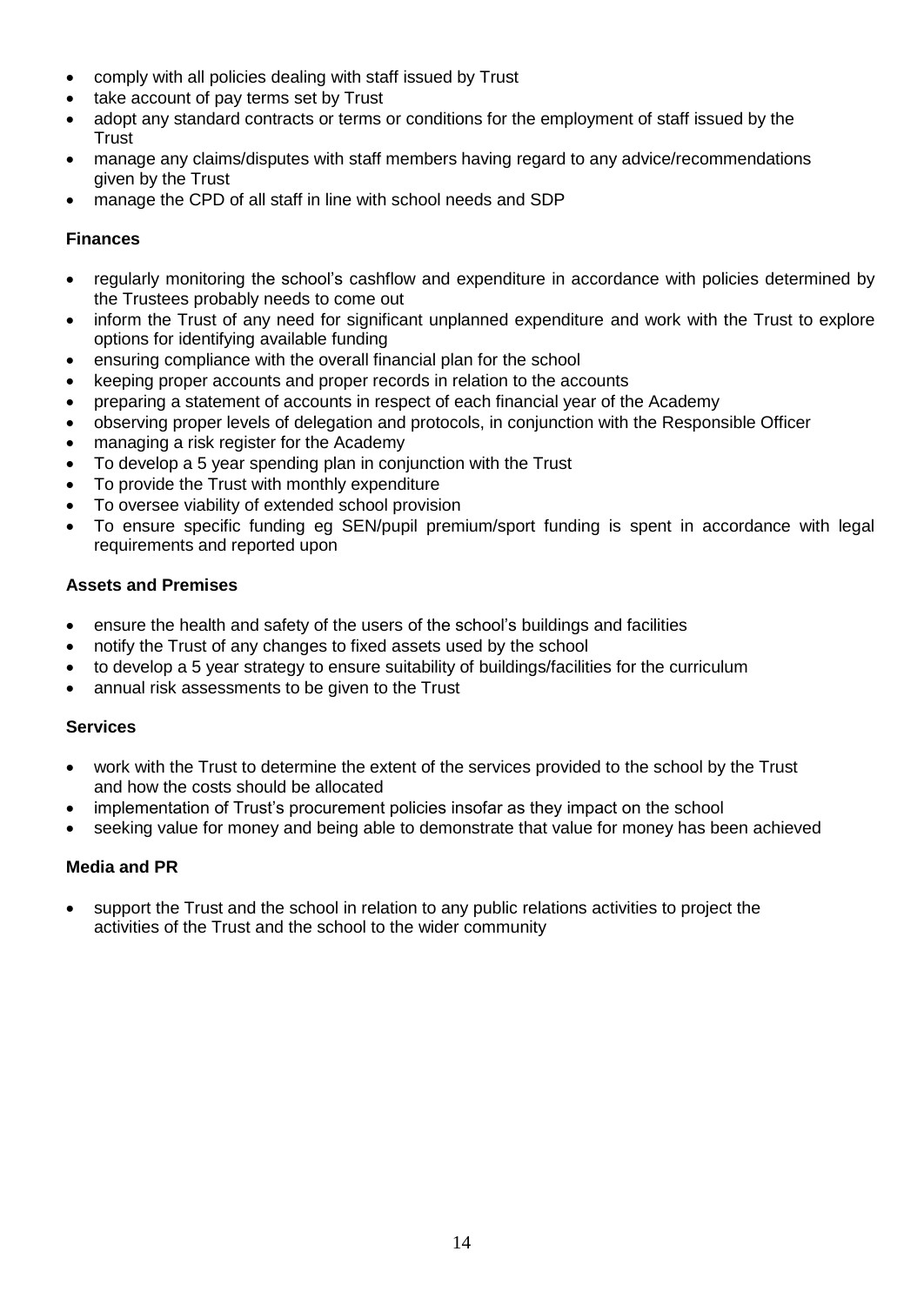- comply with all policies dealing with staff issued by Trust
- take account of pay terms set by Trust
- adopt any standard contracts or terms or conditions for the employment of staff issued by the Trust
- manage any claims/disputes with staff members having regard to any advice/recommendations given by the Trust
- manage the CPD of all staff in line with school needs and SDP

**Finances**

- regularly monitoring the school's cashflow and expenditure in accordance with policies determined by the Trustees probably needs to come out
- inform the Trust of any need for significant unplanned expenditure and work with the Trust to explore options for identifying available funding
- ensuring compliance with the overall financial plan for the school
- keeping proper accounts and proper records in relation to the accounts
- preparing a statement of accounts in respect of each financial year of the Academy
- observing proper levels of delegation and protocols, in conjunction with the Responsible Officer
- managing a risk register for the Academy
- To develop a 5 year spending plan in conjunction with the Trust
- To provide the Trust with monthly expenditure
- To oversee viability of extended school provision
- To ensure specific funding eg SEN/pupil premium/sport funding is spent in accordance with legal requirements and reported upon

**Assets and Premises**

- ensure the health and safety of the users of the school's buildings and facilities
- notify the Trust of any changes to fixed assets used by the school
- to develop a 5 year strategy to ensure suitability of buildings/facilities for the curriculum
- annual risk assessments to be given to the Trust

**Services**

- work with the Trust to determine the extent of the services provided to the school by the Trust and how the costs should be allocated
- implementation of Trust's procurement policies insofar as they impact on the school
- seeking value for money and being able to demonstrate that value for money has been achieved

**Media and PR**

- support the Trust and the school in relation to any public relations activities to project the activities of the Trust and the school to the wider community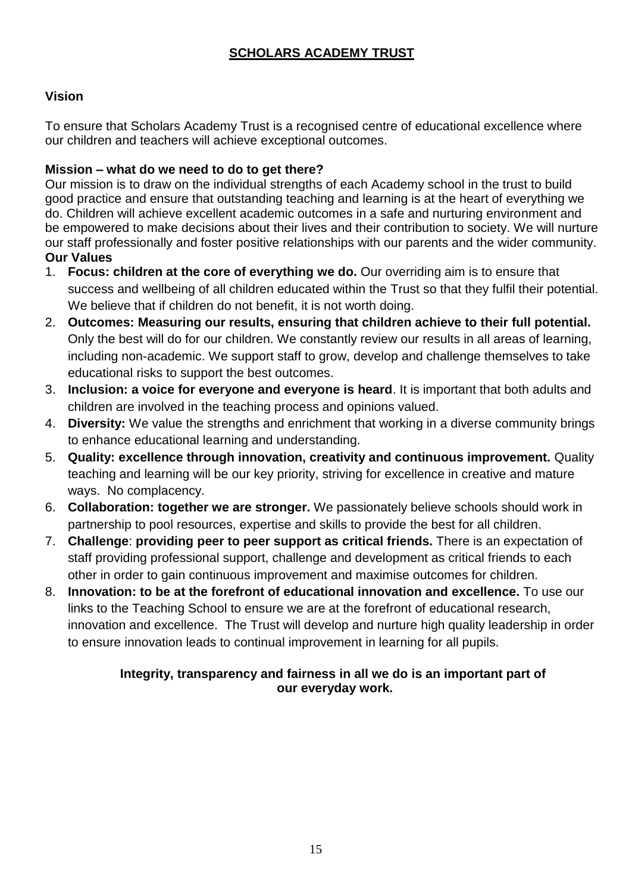# SCHOLARS ACADEMY TRUST

## Vision

To ensure that Scholars Academy Trust is a recognised centre of educational excellence where our children and teachers will achieve exceptional outcomes.

## Mission – what do we need to do to get there?

Our mission is to draw on the individual strengths of each Academy school in the trust to build good practice and ensure that outstanding teaching and learning is at the heart of everything we do. Children will achieve excellent academic outcomes in a safe and nurturing environment and be empowered to make decisions about their lives and their contribution to society. We will nurture our staff professionally and foster positive relationships with our parents and the wider community.

## Our Values

1. **Focus: children at the core of everything we do.** Our overriding aim is to ensure that success and wellbeing of all children educated within the Trust so that they fulfil their potential. We believe that if children do not benefit, it is not worth doing.
2. **Outcomes: Measuring our results, ensuring that children achieve to their full potential.** Only the best will do for our children. We constantly review our results in all areas of learning, including non-academic. We support staff to grow, develop and challenge themselves to take educational risks to support the best outcomes.
3. **Inclusion: a voice for everyone and everyone is heard**. It is important that both adults and children are involved in the teaching process and opinions valued.
4. **Diversity:** We value the strengths and enrichment that working in a diverse community brings to enhance educational learning and understanding.
5. **Quality: excellence through innovation, creativity and continuous improvement.** Quality teaching and learning will be our key priority, striving for excellence in creative and mature ways. No complacency.
6. **Collaboration: together we are stronger.** We passionately believe schools should work in partnership to pool resources, expertise and skills to provide the best for all children.
7. **Challenge**: **providing peer to peer support as critical friends.** There is an expectation of staff providing professional support, challenge and development as critical friends to each other in order to gain continuous improvement and maximise outcomes for children.
8. **Innovation: to be at the forefront of educational innovation and excellence.** To use our links to the Teaching School to ensure we are at the forefront of educational research, innovation and excellence. The Trust will develop and nurture high quality leadership in order to ensure innovation leads to continual improvement in learning for all pupils.

**Integrity, transparency and fairness in all we do is an important part of our everyday work.**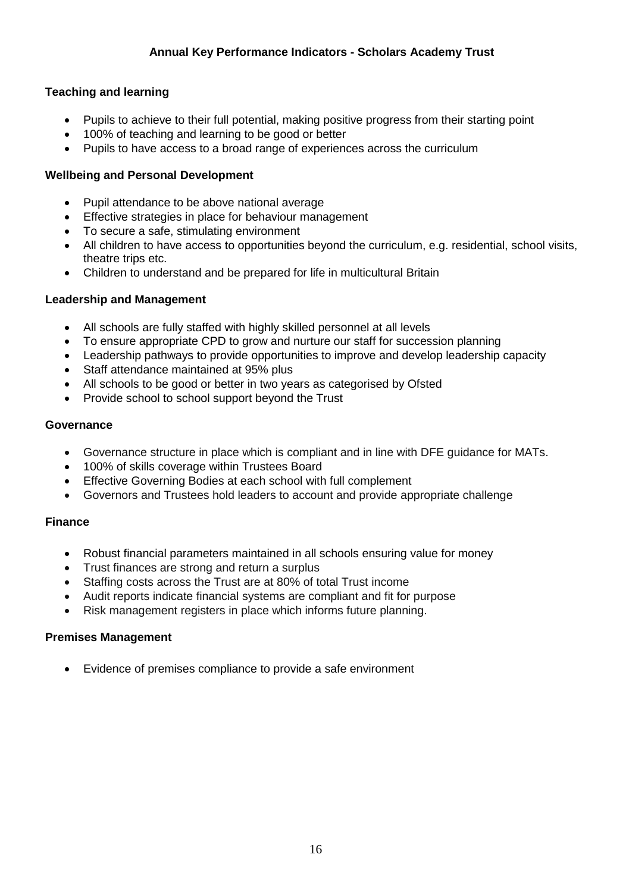## Annual Key Performance Indicators - Scholars Academy Trust

### Teaching and learning

- Pupils to achieve to their full potential, making positive progress from their starting point
- 100% of teaching and learning to be good or better
- Pupils to have access to a broad range of experiences across the curriculum

### Wellbeing and Personal Development

- Pupil attendance to be above national average
- Effective strategies in place for behaviour management
- To secure a safe, stimulating environment
- All children to have access to opportunities beyond the curriculum, e.g. residential, school visits, theatre trips etc.
- Children to understand and be prepared for life in multicultural Britain

### Leadership and Management

- All schools are fully staffed with highly skilled personnel at all levels
- To ensure appropriate CPD to grow and nurture our staff for succession planning
- Leadership pathways to provide opportunities to improve and develop leadership capacity
- Staff attendance maintained at 95% plus
- All schools to be good or better in two years as categorised by Ofsted
- Provide school to school support beyond the Trust

### Governance

- Governance structure in place which is compliant and in line with DFE guidance for MATs.
- 100% of skills coverage within Trustees Board
- Effective Governing Bodies at each school with full complement
- Governors and Trustees hold leaders to account and provide appropriate challenge

### Finance

- Robust financial parameters maintained in all schools ensuring value for money
- Trust finances are strong and return a surplus
- Staffing costs across the Trust are at 80% of total Trust income
- Audit reports indicate financial systems are compliant and fit for purpose
- Risk management registers in place which informs future planning.

### Premises Management

- Evidence of premises compliance to provide a safe environment